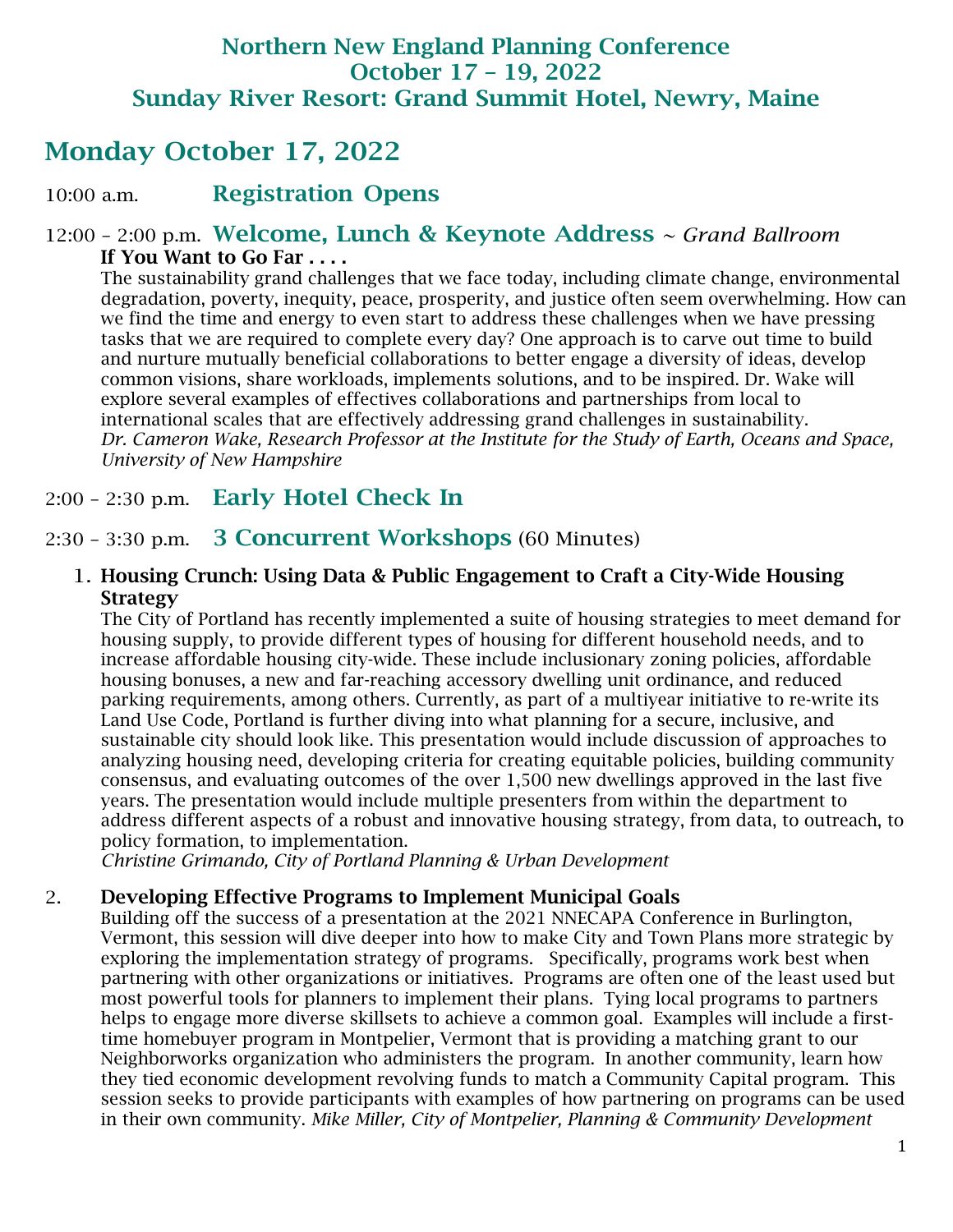# Northern New England Planning Conference
# October 17 – 19, 2022
# Sunday River Resort: Grand Summit Hotel, Newry, Maine

## Monday October 17, 2022

10:00 a.m. **Registration Opens**

12:00 – 2:00 p.m. **Welcome, Lunch & Keynote Address** ~ *Grand Ballroom*

**If You Want to Go Far . . . .**

The sustainability grand challenges that we face today, including climate change, environmental degradation, poverty, inequity, peace, prosperity, and justice often seem overwhelming. How can we find the time and energy to even start to address these challenges when we have pressing tasks that we are required to complete every day? One approach is to carve out time to build and nurture mutually beneficial collaborations to better engage a diversity of ideas, develop common visions, share workloads, implements solutions, and to be inspired. Dr. Wake will explore several examples of effectives collaborations and partnerships from local to international scales that are effectively addressing grand challenges in sustainability.
*Dr. Cameron Wake, Research Professor at the Institute for the Study of Earth, Oceans and Space, University of New Hampshire*

2:00 – 2:30 p.m. **Early Hotel Check In**

2:30 – 3:30 p.m. **3 Concurrent Workshops** (60 Minutes)

1. **Housing Crunch: Using Data & Public Engagement to Craft a City-Wide Housing Strategy**
   The City of Portland has recently implemented a suite of housing strategies to meet demand for housing supply, to provide different types of housing for different household needs, and to increase affordable housing city-wide. These include inclusionary zoning policies, affordable housing bonuses, a new and far-reaching accessory dwelling unit ordinance, and reduced parking requirements, among others. Currently, as part of a multiyear initiative to re-write its Land Use Code, Portland is further diving into what planning for a secure, inclusive, and sustainable city should look like. This presentation would include discussion of approaches to analyzing housing need, developing criteria for creating equitable policies, building community consensus, and evaluating outcomes of the over 1,500 new dwellings approved in the last five years. The presentation would include multiple presenters from within the department to address different aspects of a robust and innovative housing strategy, from data, to outreach, to policy formation, to implementation.
   *Christine Grimando, City of Portland Planning & Urban Development*

2. **Developing Effective Programs to Implement Municipal Goals**
   Building off the success of a presentation at the 2021 NNECAPA Conference in Burlington, Vermont, this session will dive deeper into how to make City and Town Plans more strategic by exploring the implementation strategy of programs. Specifically, programs work best when partnering with other organizations or initiatives. Programs are often one of the least used but most powerful tools for planners to implement their plans. Tying local programs to partners helps to engage more diverse skillsets to achieve a common goal. Examples will include a first-time homebuyer program in Montpelier, Vermont that is providing a matching grant to our Neighborworks organization who administers the program. In another community, learn how they tied economic development revolving funds to match a Community Capital program. This session seeks to provide participants with examples of how partnering on programs can be used in their own community. *Mike Miller, City of Montpelier, Planning & Community Development*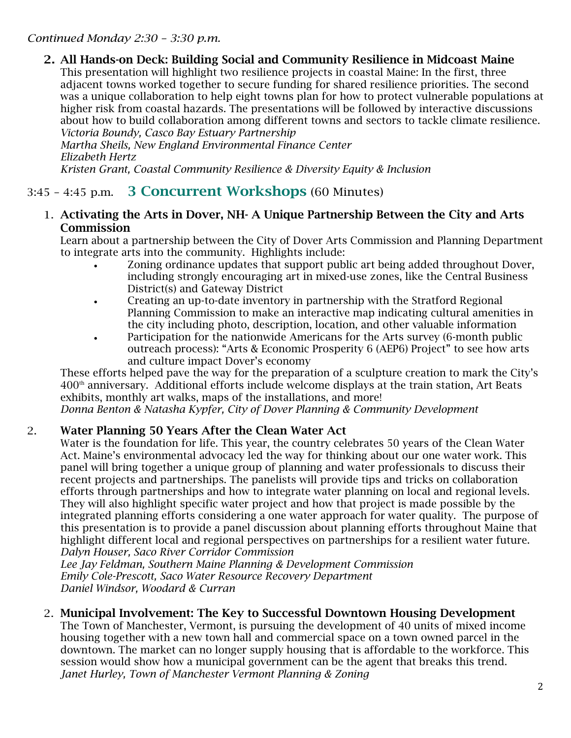*Continued Monday 2:30 – 3:30 p.m.*

2. **All Hands-on Deck: Building Social and Community Resilience in Midcoast Maine**
   This presentation will highlight two resilience projects in coastal Maine: In the first, three adjacent towns worked together to secure funding for shared resilience priorities. The second was a unique collaboration to help eight towns plan for how to protect vulnerable populations at higher risk from coastal hazards. The presentations will be followed by interactive discussions about how to build collaboration among different towns and sectors to tackle climate resilience.
   *Victoria Boundy, Casco Bay Estuary Partnership*
   *Martha Sheils, New England Environmental Finance Center*
   *Elizabeth Hertz*
   *Kristen Grant, Coastal Community Resilience & Diversity Equity & Inclusion*

## 3:45 – 4:45 p.m. **3 Concurrent Workshops** (60 Minutes)

1. **Activating the Arts in Dover, NH- A Unique Partnership Between the City and Arts Commission**
   Learn about a partnership between the City of Dover Arts Commission and Planning Department to integrate arts into the community. Highlights include:
   - Zoning ordinance updates that support public art being added throughout Dover, including strongly encouraging art in mixed-use zones, like the Central Business District(s) and Gateway District
   - Creating an up-to-date inventory in partnership with the Stratford Regional Planning Commission to make an interactive map indicating cultural amenities in the city including photo, description, location, and other valuable information
   - Participation for the nationwide Americans for the Arts survey (6-month public outreach process): "Arts & Economic Prosperity 6 (AEP6) Project" to see how arts and culture impact Dover's economy

   These efforts helped pave the way for the preparation of a sculpture creation to mark the City's 400th anniversary. Additional efforts include welcome displays at the train station, Art Beats exhibits, monthly art walks, maps of the installations, and more!
   *Donna Benton & Natasha Kypfer, City of Dover Planning & Community Development*

2. **Water Planning 50 Years After the Clean Water Act**
   Water is the foundation for life. This year, the country celebrates 50 years of the Clean Water Act. Maine's environmental advocacy led the way for thinking about our one water work. This panel will bring together a unique group of planning and water professionals to discuss their recent projects and partnerships. The panelists will provide tips and tricks on collaboration efforts through partnerships and how to integrate water planning on local and regional levels. They will also highlight specific water project and how that project is made possible by the integrated planning efforts considering a one water approach for water quality. The purpose of this presentation is to provide a panel discussion about planning efforts throughout Maine that highlight different local and regional perspectives on partnerships for a resilient water future.
   *Dalyn Houser, Saco River Corridor Commission*
   *Lee Jay Feldman, Southern Maine Planning & Development Commission*
   *Emily Cole-Prescott, Saco Water Resource Recovery Department*
   *Daniel Windsor, Woodard & Curran*

2. **Municipal Involvement: The Key to Successful Downtown Housing Development**
   The Town of Manchester, Vermont, is pursuing the development of 40 units of mixed income housing together with a new town hall and commercial space on a town owned parcel in the downtown. The market can no longer supply housing that is affordable to the workforce. This session would show how a municipal government can be the agent that breaks this trend.
   *Janet Hurley, Town of Manchester Vermont Planning & Zoning*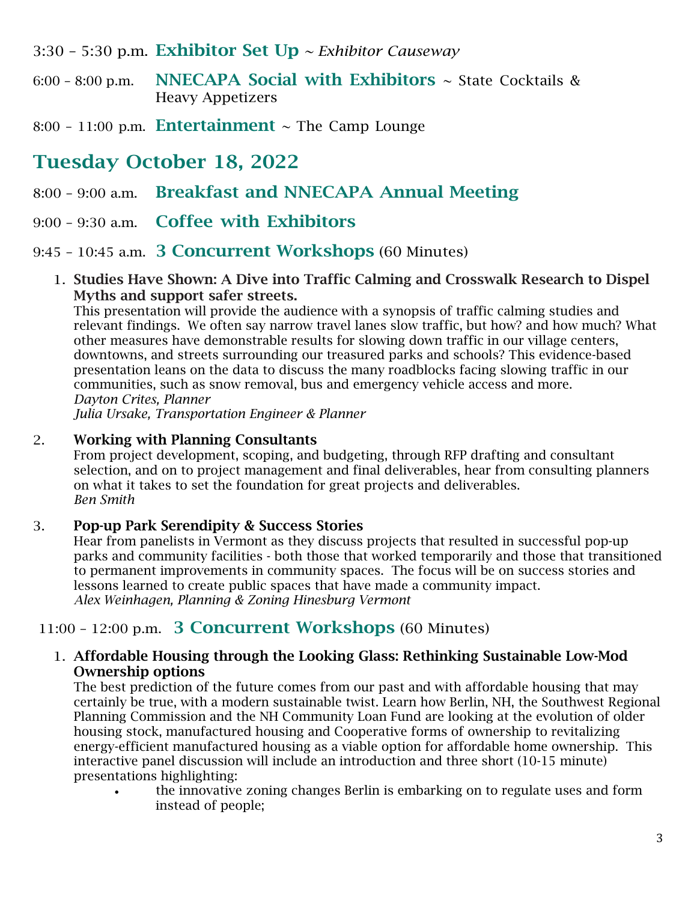3:30 – 5:30 p.m. **Exhibitor Set Up** ~ *Exhibitor Causeway*

6:00 – 8:00 p.m. **NNECAPA Social with Exhibitors** ~ State Cocktails & Heavy Appetizers

8:00 – 11:00 p.m. **Entertainment** ~ The Camp Lounge

## Tuesday October 18, 2022

8:00 – 9:00 a.m. **Breakfast and NNECAPA Annual Meeting**

9:00 – 9:30 a.m. **Coffee with Exhibitors**

9:45 – 10:45 a.m. **3 Concurrent Workshops** (60 Minutes)

1. **Studies Have Shown: A Dive into Traffic Calming and Crosswalk Research to Dispel Myths and support safer streets.**
   This presentation will provide the audience with a synopsis of traffic calming studies and relevant findings. We often say narrow travel lanes slow traffic, but how? and how much? What other measures have demonstrable results for slowing down traffic in our village centers, downtowns, and streets surrounding our treasured parks and schools? This evidence-based presentation leans on the data to discuss the many roadblocks facing slowing traffic in our communities, such as snow removal, bus and emergency vehicle access and more.
   *Dayton Crites, Planner*
   *Julia Ursake, Transportation Engineer & Planner*

2. **Working with Planning Consultants**
   From project development, scoping, and budgeting, through RFP drafting and consultant selection, and on to project management and final deliverables, hear from consulting planners on what it takes to set the foundation for great projects and deliverables.
   *Ben Smith*

3. **Pop-up Park Serendipity & Success Stories**
   Hear from panelists in Vermont as they discuss projects that resulted in successful pop-up parks and community facilities - both those that worked temporarily and those that transitioned to permanent improvements in community spaces. The focus will be on success stories and lessons learned to create public spaces that have made a community impact.
   *Alex Weinhagen, Planning & Zoning Hinesburg Vermont*

11:00 – 12:00 p.m. **3 Concurrent Workshops** (60 Minutes)

1. **Affordable Housing through the Looking Glass: Rethinking Sustainable Low-Mod Ownership options**
   The best prediction of the future comes from our past and with affordable housing that may certainly be true, with a modern sustainable twist. Learn how Berlin, NH, the Southwest Regional Planning Commission and the NH Community Loan Fund are looking at the evolution of older housing stock, manufactured housing and Cooperative forms of ownership to revitalizing energy-efficient manufactured housing as a viable option for affordable home ownership. This interactive panel discussion will include an introduction and three short (10-15 minute) presentations highlighting:
   - the innovative zoning changes Berlin is embarking on to regulate uses and form instead of people;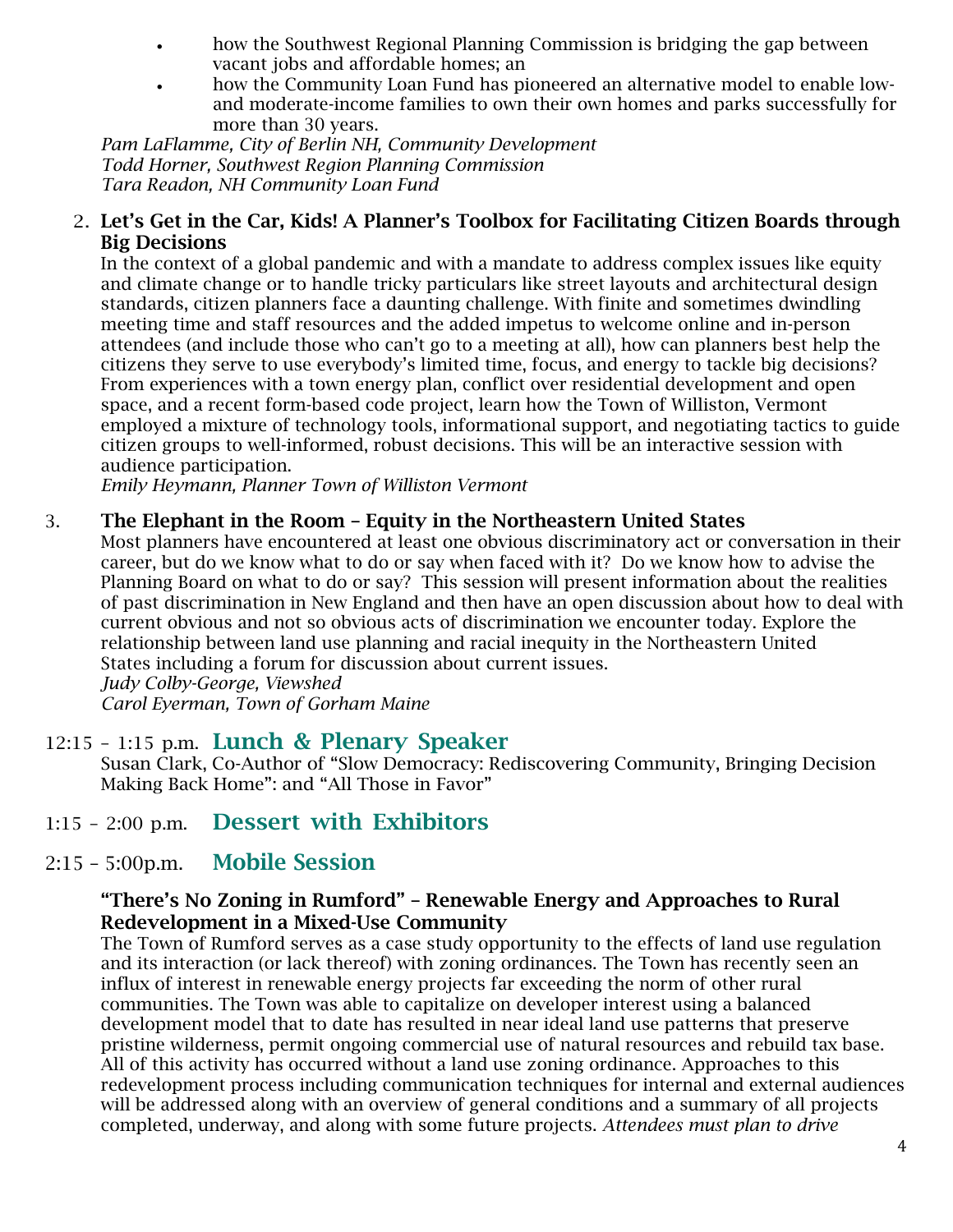- how the Southwest Regional Planning Commission is bridging the gap between vacant jobs and affordable homes; an
- how the Community Loan Fund has pioneered an alternative model to enable low- and moderate-income families to own their own homes and parks successfully for more than 30 years.

*Pam LaFlamme, City of Berlin NH, Community Development*
*Todd Horner, Southwest Region Planning Commission*
*Tara Readon, NH Community Loan Fund*

2. **Let's Get in the Car, Kids! A Planner's Toolbox for Facilitating Citizen Boards through Big Decisions**
   In the context of a global pandemic and with a mandate to address complex issues like equity and climate change or to handle tricky particulars like street layouts and architectural design standards, citizen planners face a daunting challenge. With finite and sometimes dwindling meeting time and staff resources and the added impetus to welcome online and in-person attendees (and include those who can't go to a meeting at all), how can planners best help the citizens they serve to use everybody's limited time, focus, and energy to tackle big decisions? From experiences with a town energy plan, conflict over residential development and open space, and a recent form-based code project, learn how the Town of Williston, Vermont employed a mixture of technology tools, informational support, and negotiating tactics to guide citizen groups to well-informed, robust decisions. This will be an interactive session with audience participation.
   *Emily Heymann, Planner Town of Williston Vermont*

3. **The Elephant in the Room – Equity in the Northeastern United States**
   Most planners have encountered at least one obvious discriminatory act or conversation in their career, but do we know what to do or say when faced with it? Do we know how to advise the Planning Board on what to do or say? This session will present information about the realities of past discrimination in New England and then have an open discussion about how to deal with current obvious and not so obvious acts of discrimination we encounter today. Explore the relationship between land use planning and racial inequity in the Northeastern United States including a forum for discussion about current issues.
   *Judy Colby-George, Viewshed*
   *Carol Eyerman, Town of Gorham Maine*

## 12:15 – 1:15 p.m. Lunch & Plenary Speaker

Susan Clark, Co-Author of "Slow Democracy: Rediscovering Community, Bringing Decision Making Back Home": and "All Those in Favor"

## 1:15 – 2:00 p.m. Dessert with Exhibitors

## 2:15 – 5:00p.m. Mobile Session

**"There's No Zoning in Rumford" – Renewable Energy and Approaches to Rural Redevelopment in a Mixed-Use Community**
The Town of Rumford serves as a case study opportunity to the effects of land use regulation and its interaction (or lack thereof) with zoning ordinances. The Town has recently seen an influx of interest in renewable energy projects far exceeding the norm of other rural communities. The Town was able to capitalize on developer interest using a balanced development model that to date has resulted in near ideal land use patterns that preserve pristine wilderness, permit ongoing commercial use of natural resources and rebuild tax base. All of this activity has occurred without a land use zoning ordinance. Approaches to this redevelopment process including communication techniques for internal and external audiences will be addressed along with an overview of general conditions and a summary of all projects completed, underway, and along with some future projects. *Attendees must plan to drive*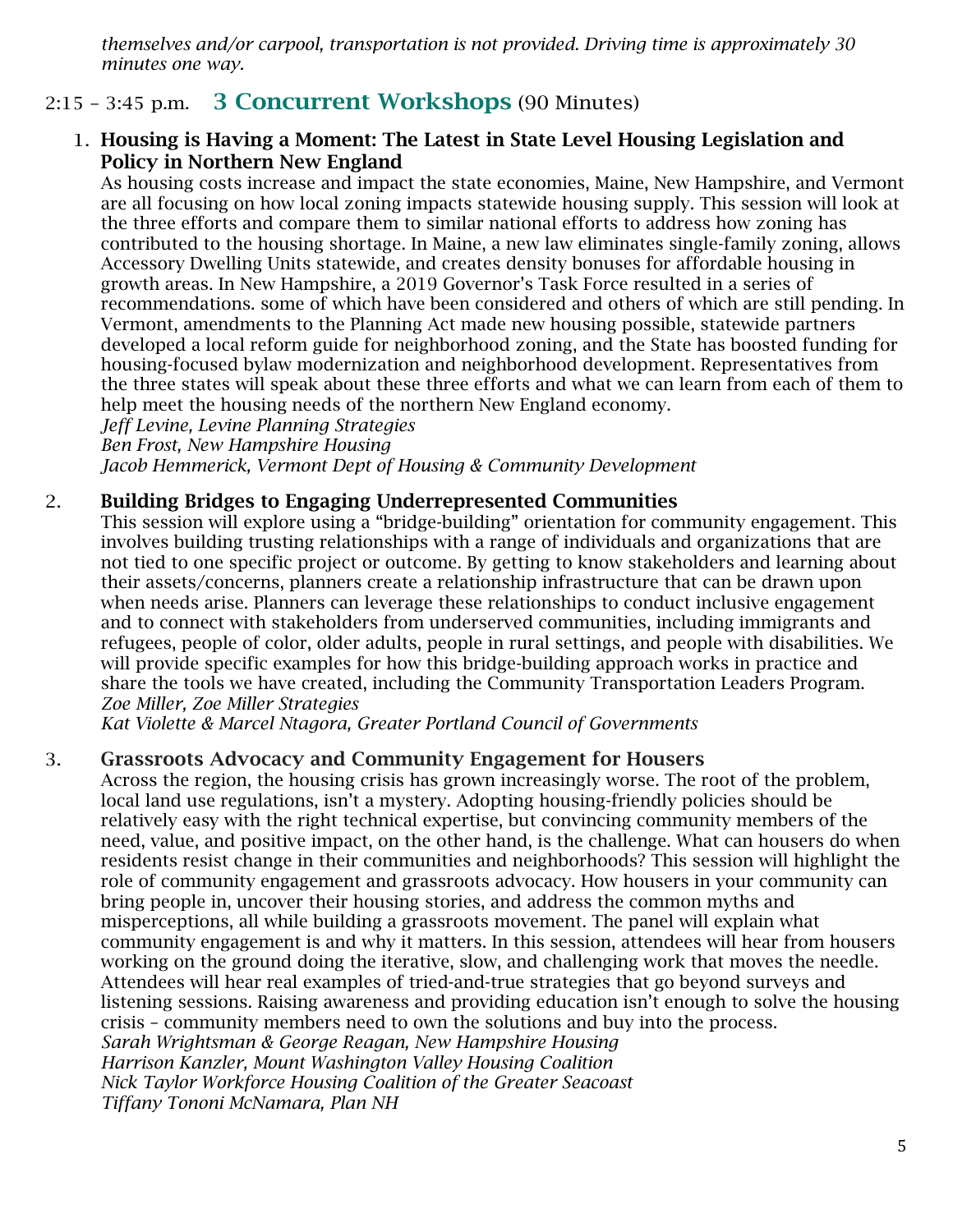*themselves and/or carpool, transportation is not provided. Driving time is approximately 30 minutes one way.*

## 2:15 – 3:45 p.m. **3 Concurrent Workshops** (90 Minutes)

1. **Housing is Having a Moment: The Latest in State Level Housing Legislation and Policy in Northern New England**

   As housing costs increase and impact the state economies, Maine, New Hampshire, and Vermont are all focusing on how local zoning impacts statewide housing supply. This session will look at the three efforts and compare them to similar national efforts to address how zoning has contributed to the housing shortage. In Maine, a new law eliminates single-family zoning, allows Accessory Dwelling Units statewide, and creates density bonuses for affordable housing in growth areas. In New Hampshire, a 2019 Governor's Task Force resulted in a series of recommendations. some of which have been considered and others of which are still pending. In Vermont, amendments to the Planning Act made new housing possible, statewide partners developed a local reform guide for neighborhood zoning, and the State has boosted funding for housing-focused bylaw modernization and neighborhood development. Representatives from the three states will speak about these three efforts and what we can learn from each of them to help meet the housing needs of the northern New England economy.

   *Jeff Levine, Levine Planning Strategies*
   *Ben Frost, New Hampshire Housing*
   *Jacob Hemmerick, Vermont Dept of Housing & Community Development*

2. **Building Bridges to Engaging Underrepresented Communities**

   This session will explore using a "bridge-building" orientation for community engagement. This involves building trusting relationships with a range of individuals and organizations that are not tied to one specific project or outcome. By getting to know stakeholders and learning about their assets/concerns, planners create a relationship infrastructure that can be drawn upon when needs arise. Planners can leverage these relationships to conduct inclusive engagement and to connect with stakeholders from underserved communities, including immigrants and refugees, people of color, older adults, people in rural settings, and people with disabilities. We will provide specific examples for how this bridge-building approach works in practice and share the tools we have created, including the Community Transportation Leaders Program.

   *Zoe Miller, Zoe Miller Strategies*
   *Kat Violette & Marcel Ntagora, Greater Portland Council of Governments*

3. **Grassroots Advocacy and Community Engagement for Housers**

   Across the region, the housing crisis has grown increasingly worse. The root of the problem, local land use regulations, isn't a mystery. Adopting housing-friendly policies should be relatively easy with the right technical expertise, but convincing community members of the need, value, and positive impact, on the other hand, is the challenge. What can housers do when residents resist change in their communities and neighborhoods? This session will highlight the role of community engagement and grassroots advocacy. How housers in your community can bring people in, uncover their housing stories, and address the common myths and misperceptions, all while building a grassroots movement. The panel will explain what community engagement is and why it matters. In this session, attendees will hear from housers working on the ground doing the iterative, slow, and challenging work that moves the needle. Attendees will hear real examples of tried-and-true strategies that go beyond surveys and listening sessions. Raising awareness and providing education isn't enough to solve the housing crisis – community members need to own the solutions and buy into the process.

   *Sarah Wrightsman & George Reagan, New Hampshire Housing*
   *Harrison Kanzler, Mount Washington Valley Housing Coalition*
   *Nick Taylor Workforce Housing Coalition of the Greater Seacoast*
   *Tiffany Tononi McNamara, Plan NH*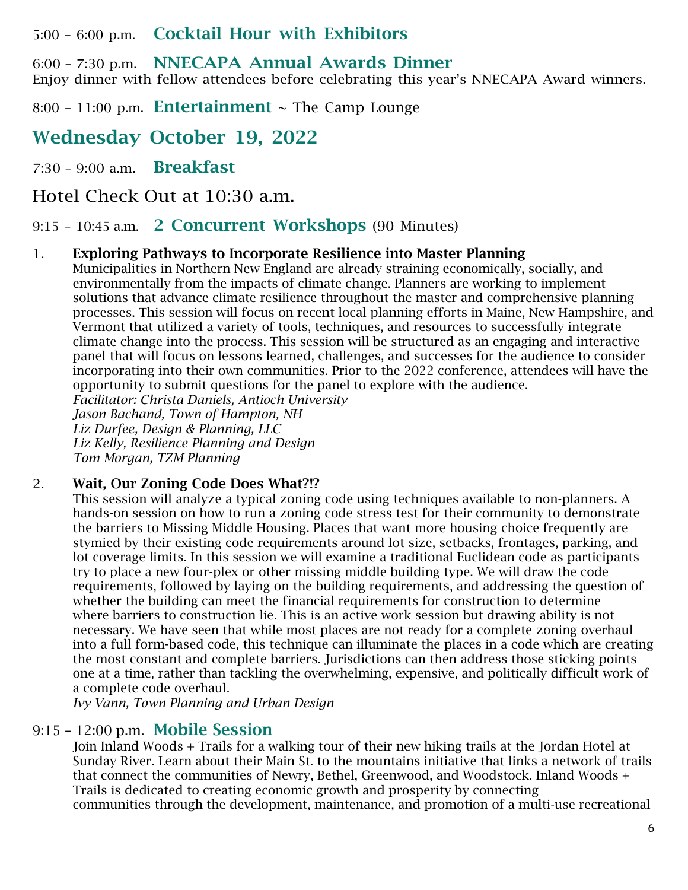5:00 – 6:00 p.m. **Cocktail Hour with Exhibitors**

6:00 – 7:30 p.m. **NNECAPA Annual Awards Dinner**
Enjoy dinner with fellow attendees before celebrating this year's NNECAPA Award winners.

8:00 – 11:00 p.m. **Entertainment** ~ The Camp Lounge

## Wednesday October 19, 2022

7:30 – 9:00 a.m. **Breakfast**

Hotel Check Out at 10:30 a.m.

9:15 – 10:45 a.m. **2 Concurrent Workshops** (90 Minutes)

1. **Exploring Pathways to Incorporate Resilience into Master Planning**
   Municipalities in Northern New England are already straining economically, socially, and environmentally from the impacts of climate change. Planners are working to implement solutions that advance climate resilience throughout the master and comprehensive planning processes. This session will focus on recent local planning efforts in Maine, New Hampshire, and Vermont that utilized a variety of tools, techniques, and resources to successfully integrate climate change into the process. This session will be structured as an engaging and interactive panel that will focus on lessons learned, challenges, and successes for the audience to consider incorporating into their own communities. Prior to the 2022 conference, attendees will have the opportunity to submit questions for the panel to explore with the audience.
   *Facilitator: Christa Daniels, Antioch University*
   *Jason Bachand, Town of Hampton, NH*
   *Liz Durfee, Design & Planning, LLC*
   *Liz Kelly, Resilience Planning and Design*
   *Tom Morgan, TZM Planning*

2. **Wait, Our Zoning Code Does What?!?**
   This session will analyze a typical zoning code using techniques available to non-planners. A hands-on session on how to run a zoning code stress test for their community to demonstrate the barriers to Missing Middle Housing. Places that want more housing choice frequently are stymied by their existing code requirements around lot size, setbacks, frontages, parking, and lot coverage limits. In this session we will examine a traditional Euclidean code as participants try to place a new four-plex or other missing middle building type. We will draw the code requirements, followed by laying on the building requirements, and addressing the question of whether the building can meet the financial requirements for construction to determine where barriers to construction lie. This is an active work session but drawing ability is not necessary. We have seen that while most places are not ready for a complete zoning overhaul into a full form-based code, this technique can illuminate the places in a code which are creating the most constant and complete barriers. Jurisdictions can then address those sticking points one at a time, rather than tackling the overwhelming, expensive, and politically difficult work of a complete code overhaul.
   *Ivy Vann, Town Planning and Urban Design*

9:15 – 12:00 p.m. **Mobile Session**
Join Inland Woods + Trails for a walking tour of their new hiking trails at the Jordan Hotel at Sunday River. Learn about their Main St. to the mountains initiative that links a network of trails that connect the communities of Newry, Bethel, Greenwood, and Woodstock. Inland Woods + Trails is dedicated to creating economic growth and prosperity by connecting communities through the development, maintenance, and promotion of a multi-use recreational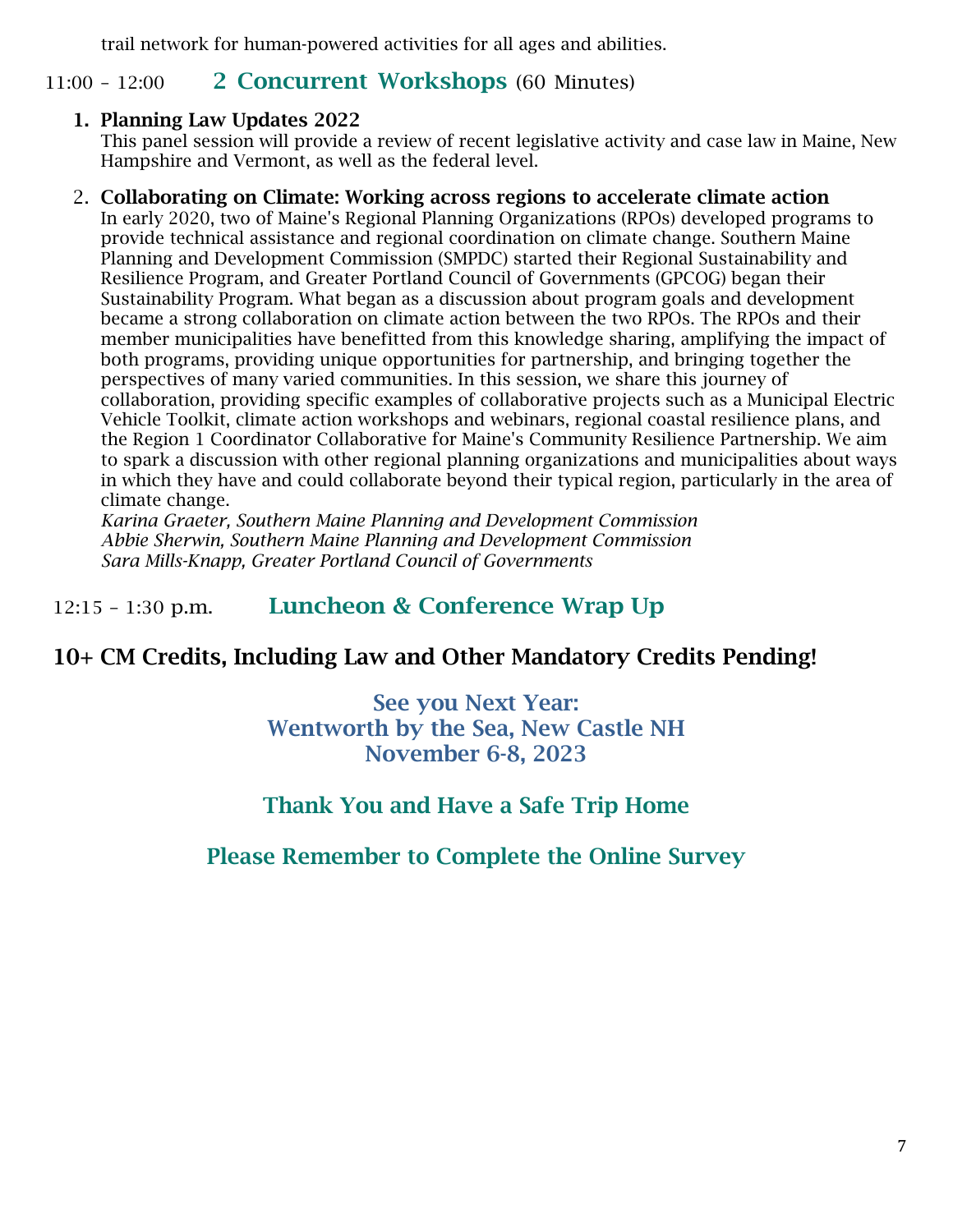trail network for human-powered activities for all ages and abilities.

11:00 – 12:00 **2 Concurrent Workshops** (60 Minutes)

1. **Planning Law Updates 2022**
   This panel session will provide a review of recent legislative activity and case law in Maine, New Hampshire and Vermont, as well as the federal level.

2. **Collaborating on Climate: Working across regions to accelerate climate action**
   In early 2020, two of Maine's Regional Planning Organizations (RPOs) developed programs to provide technical assistance and regional coordination on climate change. Southern Maine Planning and Development Commission (SMPDC) started their Regional Sustainability and Resilience Program, and Greater Portland Council of Governments (GPCOG) began their Sustainability Program. What began as a discussion about program goals and development became a strong collaboration on climate action between the two RPOs. The RPOs and their member municipalities have benefitted from this knowledge sharing, amplifying the impact of both programs, providing unique opportunities for partnership, and bringing together the perspectives of many varied communities. In this session, we share this journey of collaboration, providing specific examples of collaborative projects such as a Municipal Electric Vehicle Toolkit, climate action workshops and webinars, regional coastal resilience plans, and the Region 1 Coordinator Collaborative for Maine's Community Resilience Partnership. We aim to spark a discussion with other regional planning organizations and municipalities about ways in which they have and could collaborate beyond their typical region, particularly in the area of climate change.
   *Karina Graeter, Southern Maine Planning and Development Commission*
   *Abbie Sherwin, Southern Maine Planning and Development Commission*
   *Sara Mills-Knapp, Greater Portland Council of Governments*

12:15 – 1:30 p.m. **Luncheon & Conference Wrap Up**

## 10+ CM Credits, Including Law and Other Mandatory Credits Pending!

**See you Next Year:**
**Wentworth by the Sea, New Castle NH**
**November 6-8, 2023**

**Thank You and Have a Safe Trip Home**

**Please Remember to Complete the Online Survey**